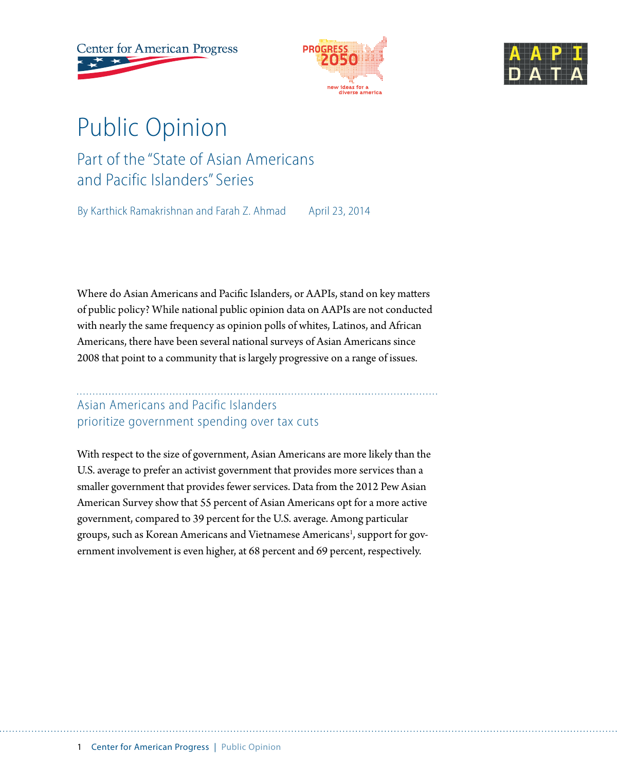# Public Opinion

## Part of the "State of Asian Americans and Pacific Islanders" Series

By Karthick Ramakrishnan and Farah Z. Ahmad April 23, 2014

Where do Asian Americans and Pacific Islanders, or AAPIs, stand on key matters of public policy? While national public opinion data on AAPIs are not conducted with nearly the same frequency as opinion polls of whites, Latinos, and African Americans, there have been several national surveys of Asian Americans since 2008 that point to a community that is largely progressive on a range of issues.

### Asian Americans and Pacific Islanders prioritize government spending over tax cuts

With respect to the size of government, Asian Americans are more likely than the U.S. average to prefer an activist government that provides more services than a smaller government that provides fewer services. Data from the 2012 Pew Asian American Survey show that 55 percent of Asian Americans opt for a more active government, compared to 39 percent for the U.S. average. Among particular groups, such as Korean Americans and Vietnamese Americans[1], support for government involvement is even higher, at 68 percent and 69 percent, respectively.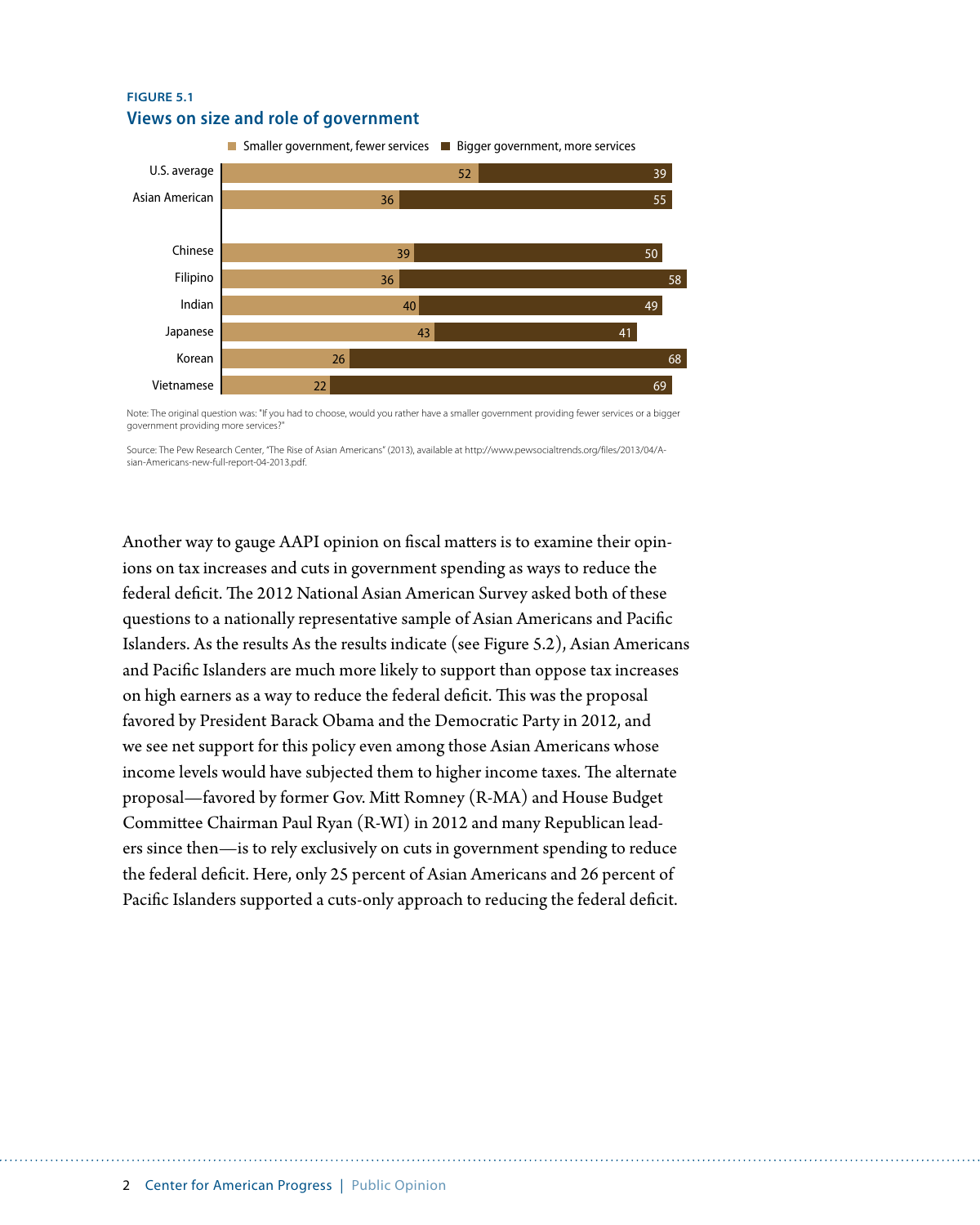**FIGURE 5.1**

**Views on size and role of government**

| | Smaller government, fewer services | Bigger government, more services |
|---|---|---|
| U.S. average | 52 | 39 |
| Asian American | 36 | 55 |
| Chinese | 39 | 50 |
| Filipino | 36 | 58 |
| Indian | 40 | 49 |
| Japanese | 43 | 41 |
| Korean | 26 | 68 |
| Vietnamese | 22 | 69 |

Note: The original question was: "If you had to choose, would you rather have a smaller government providing fewer services or a bigger government providing more services?"

Source: The Pew Research Center, "The Rise of Asian Americans" (2013), available at http://www.pewsocialtrends.org/files/2013/04/Asian-Americans-new-full-report-04-2013.pdf.

Another way to gauge AAPI opinion on fiscal matters is to examine their opinions on tax increases and cuts in government spending as ways to reduce the federal deficit. The 2012 National Asian American Survey asked both of these questions to a nationally representative sample of Asian Americans and Pacific Islanders. As the results As the results indicate (see Figure 5.2), Asian Americans and Pacific Islanders are much more likely to support than oppose tax increases on high earners as a way to reduce the federal deficit. This was the proposal favored by President Barack Obama and the Democratic Party in 2012, and we see net support for this policy even among those Asian Americans whose income levels would have subjected them to higher income taxes. The alternate proposal—favored by former Gov. Mitt Romney (R-MA) and House Budget Committee Chairman Paul Ryan (R-WI) in 2012 and many Republican leaders since then—is to rely exclusively on cuts in government spending to reduce the federal deficit. Here, only 25 percent of Asian Americans and 26 percent of Pacific Islanders supported a cuts-only approach to reducing the federal deficit.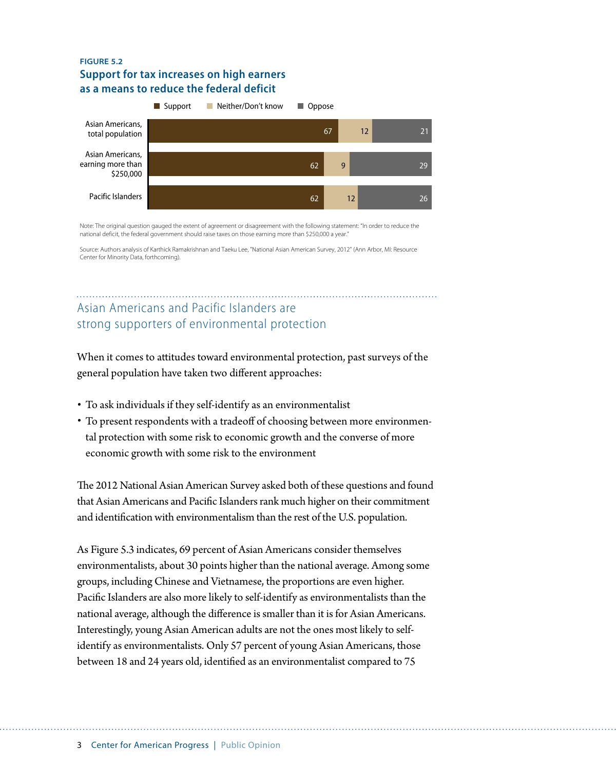FIGURE 5.2

**Support for tax increases on high earners as a means to reduce the federal deficit**

| | Support | Neither/Don't know | Oppose |
|---|---|---|---|
| Asian Americans, total population | 67 | 12 | 21 |
| Asian Americans, earning more than $250,000 | 62 | 9 | 29 |
| Pacific Islanders | 62 | 12 | 26 |

Note: The original question gauged the extent of agreement or disagreement with the following statement: "In order to reduce the national deficit, the federal government should raise taxes on those earning more than $250,000 a year."

Source: Authors analysis of Karthick Ramakrishnan and Taeku Lee, "National Asian American Survey, 2012" (Ann Arbor, MI: Resource Center for Minority Data, forthcoming).

## Asian Americans and Pacific Islanders are strong supporters of environmental protection

When it comes to attitudes toward environmental protection, past surveys of the general population have taken two different approaches:

- To ask individuals if they self-identify as an environmentalist
- To present respondents with a tradeoff of choosing between more environmental protection with some risk to economic growth and the converse of more economic growth with some risk to the environment

The 2012 National Asian American Survey asked both of these questions and found that Asian Americans and Pacific Islanders rank much higher on their commitment and identification with environmentalism than the rest of the U.S. population.

As Figure 5.3 indicates, 69 percent of Asian Americans consider themselves environmentalists, about 30 points higher than the national average. Among some groups, including Chinese and Vietnamese, the proportions are even higher. Pacific Islanders are also more likely to self-identify as environmentalists than the national average, although the difference is smaller than it is for Asian Americans. Interestingly, young Asian American adults are not the ones most likely to self-identify as environmentalists. Only 57 percent of young Asian Americans, those between 18 and 24 years old, identified as an environmentalist compared to 75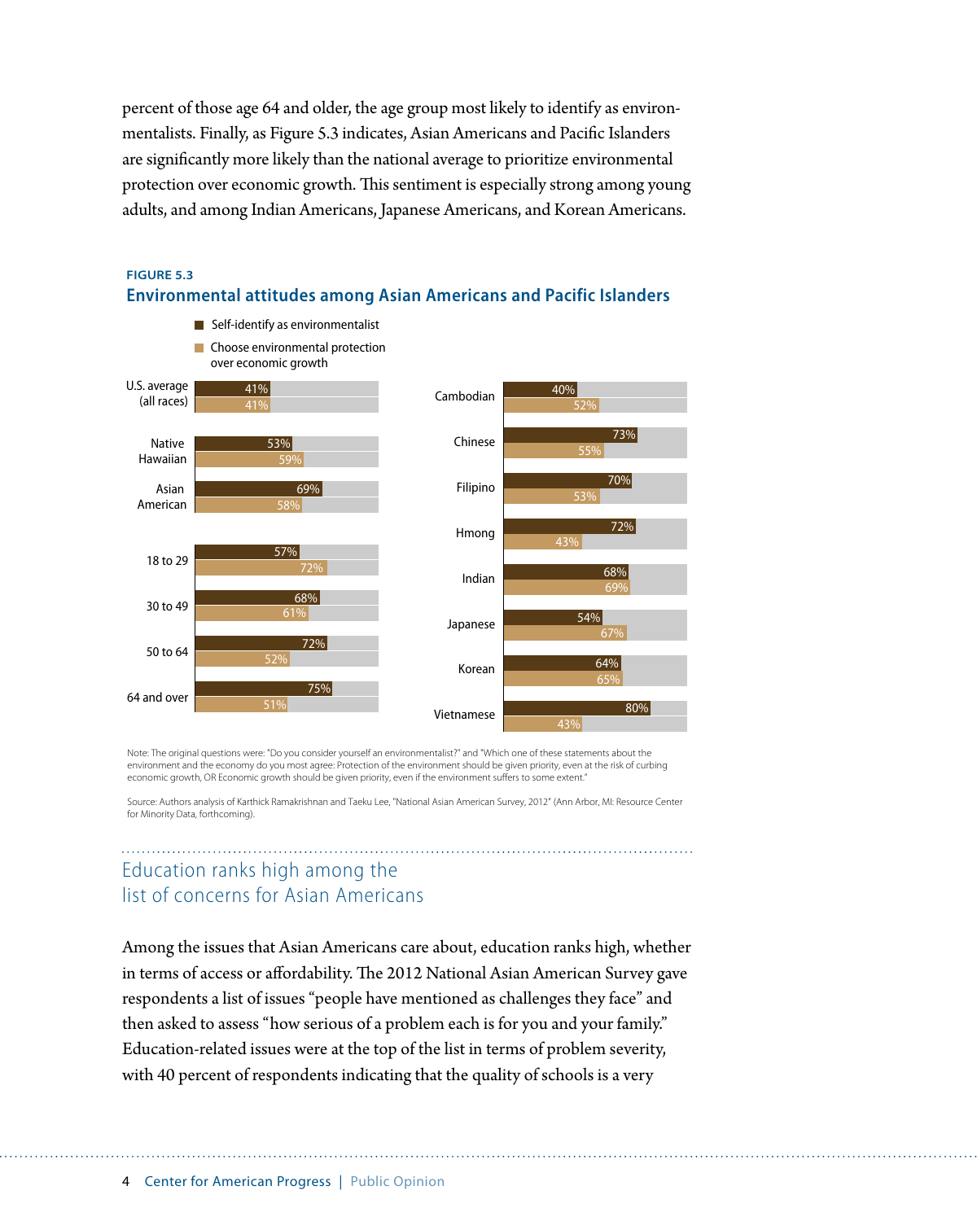percent of those age 64 and older, the age group most likely to identify as environmentalists. Finally, as Figure 5.3 indicates, Asian Americans and Pacific Islanders are significantly more likely than the national average to prioritize environmental protection over economic growth. This sentiment is especially strong among young adults, and among Indian Americans, Japanese Americans, and Korean Americans.

**FIGURE 5.3**

**Environmental attitudes among Asian Americans and Pacific Islanders**

| Group | Self-identify as environmentalist | Choose environmental protection over economic growth |
|---|---|---|
| U.S. average (all races) | 41% | 41% |
| Native Hawaiian | 53% | 59% |
| Asian American | 69% | 58% |
| 18 to 29 | 57% | 72% |
| 30 to 49 | 68% | 61% |
| 50 to 64 | 72% | 52% |
| 64 and over | 75% | 51% |
| Cambodian | 40% | 52% |
| Chinese | 73% | 55% |
| Filipino | 70% | 53% |
| Hmong | 72% | 43% |
| Indian | 68% | 69% |
| Japanese | 54% | 67% |
| Korean | 64% | 65% |
| Vietnamese | 80% | 43% |

Note: The original questions were: "Do you consider yourself an environmentalist?" and "Which one of these statements about the environment and the economy do you most agree: Protection of the environment should be given priority, even at the risk of curbing economic growth, OR Economic growth should be given priority, even if the environment suffers to some extent."

Source: Authors analysis of Karthick Ramakrishnan and Taeku Lee, "National Asian American Survey, 2012" (Ann Arbor, MI: Resource Center for Minority Data, forthcoming).

## Education ranks high among the list of concerns for Asian Americans

Among the issues that Asian Americans care about, education ranks high, whether in terms of access or affordability. The 2012 National Asian American Survey gave respondents a list of issues "people have mentioned as challenges they face" and then asked to assess "how serious of a problem each is for you and your family." Education-related issues were at the top of the list in terms of problem severity, with 40 percent of respondents indicating that the quality of schools is a very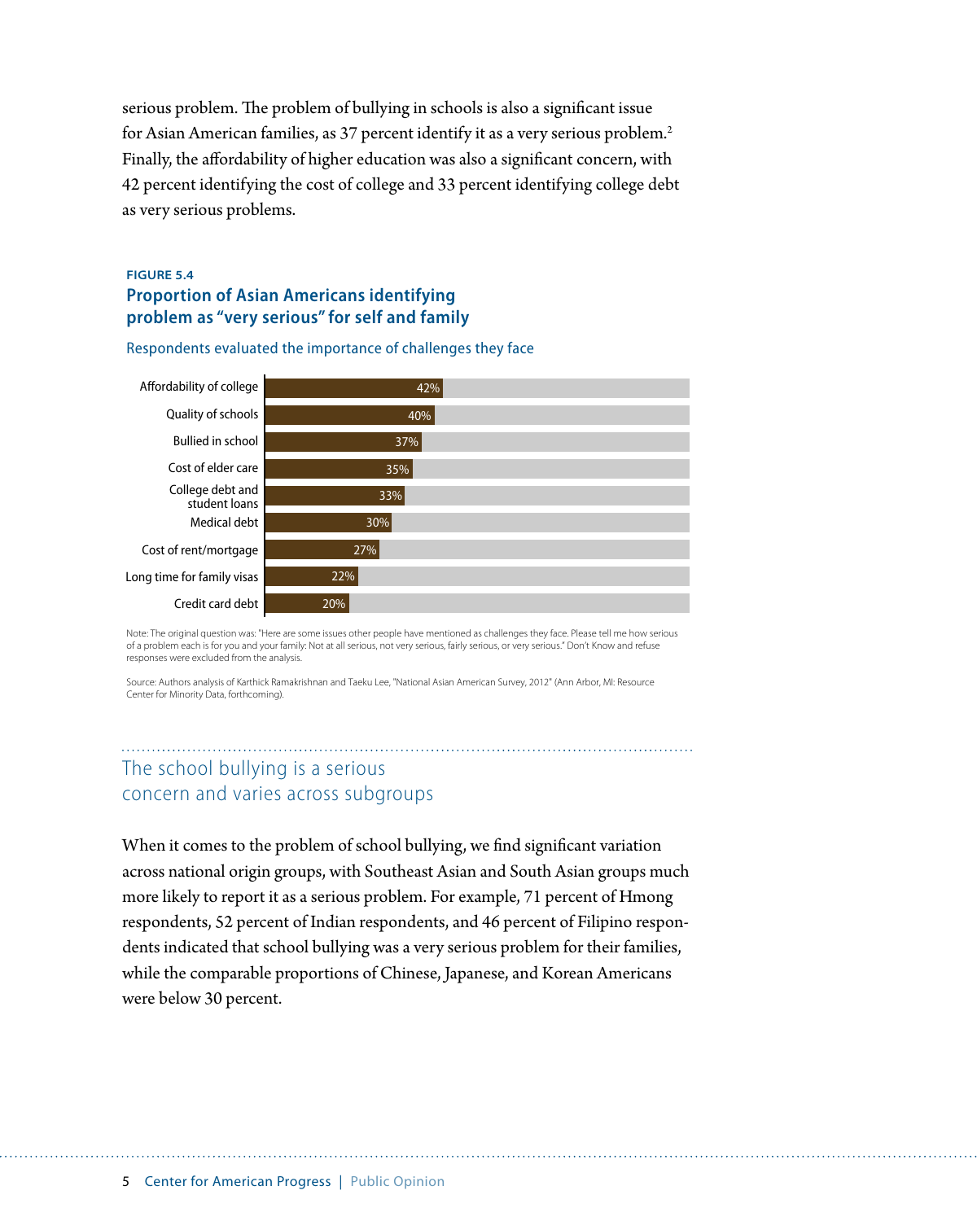serious problem. The problem of bullying in schools is also a significant issue for Asian American families, as 37 percent identify it as a very serious problem.[2] Finally, the affordability of higher education was also a significant concern, with 42 percent identifying the cost of college and 33 percent identifying college debt as very serious problems.

**FIGURE 5.4**

**Proportion of Asian Americans identifying problem as "very serious" for self and family**

Respondents evaluated the importance of challenges they face

| Problem | Percent |
|---|---|
| Affordability of college | 42% |
| Quality of schools | 40% |
| Bullied in school | 37% |
| Cost of elder care | 35% |
| College debt and student loans | 33% |
| Medical debt | 30% |
| Cost of rent/mortgage | 27% |
| Long time for family visas | 22% |
| Credit card debt | 20% |

Note: The original question was: "Here are some issues other people have mentioned as challenges they face. Please tell me how serious of a problem each is for you and your family: Not at all serious, not very serious, fairly serious, or very serious." Don't Know and refuse responses were excluded from the analysis.

Source: Authors analysis of Karthick Ramakrishnan and Taeku Lee, "National Asian American Survey, 2012" (Ann Arbor, MI: Resource Center for Minority Data, forthcoming).

## The school bullying is a serious concern and varies across subgroups

When it comes to the problem of school bullying, we find significant variation across national origin groups, with Southeast Asian and South Asian groups much more likely to report it as a serious problem. For example, 71 percent of Hmong respondents, 52 percent of Indian respondents, and 46 percent of Filipino respondents indicated that school bullying was a very serious problem for their families, while the comparable proportions of Chinese, Japanese, and Korean Americans were below 30 percent.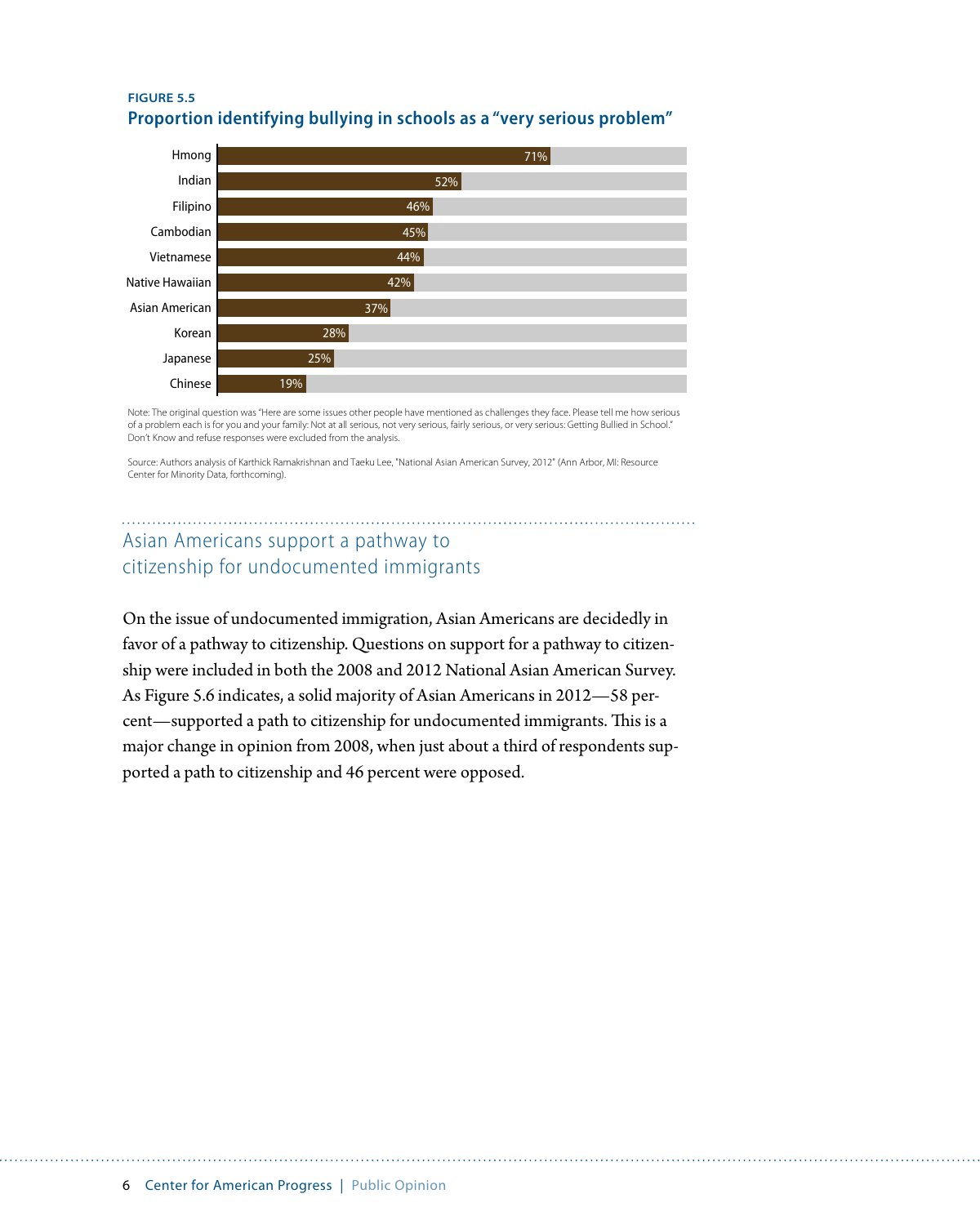**FIGURE 5.5**

**Proportion identifying bullying in schools as a "very serious problem"**

| Group | Percent |
| --- | --- |
| Hmong | 71% |
| Indian | 52% |
| Filipino | 46% |
| Cambodian | 45% |
| Vietnamese | 44% |
| Native Hawaiian | 42% |
| Asian American | 37% |
| Korean | 28% |
| Japanese | 25% |
| Chinese | 19% |

Note: The original question was "Here are some issues other people have mentioned as challenges they face. Please tell me how serious of a problem each is for you and your family: Not at all serious, not very serious, fairly serious, or very serious: Getting Bullied in School." Don't Know and refuse responses were excluded from the analysis.

Source: Authors analysis of Karthick Ramakrishnan and Taeku Lee, "National Asian American Survey, 2012" (Ann Arbor, MI: Resource Center for Minority Data, forthcoming).

## Asian Americans support a pathway to citizenship for undocumented immigrants

On the issue of undocumented immigration, Asian Americans are decidedly in favor of a pathway to citizenship. Questions on support for a pathway to citizenship were included in both the 2008 and 2012 National Asian American Survey. As Figure 5.6 indicates, a solid majority of Asian Americans in 2012—58 percent—supported a path to citizenship for undocumented immigrants. This is a major change in opinion from 2008, when just about a third of respondents supported a path to citizenship and 46 percent were opposed.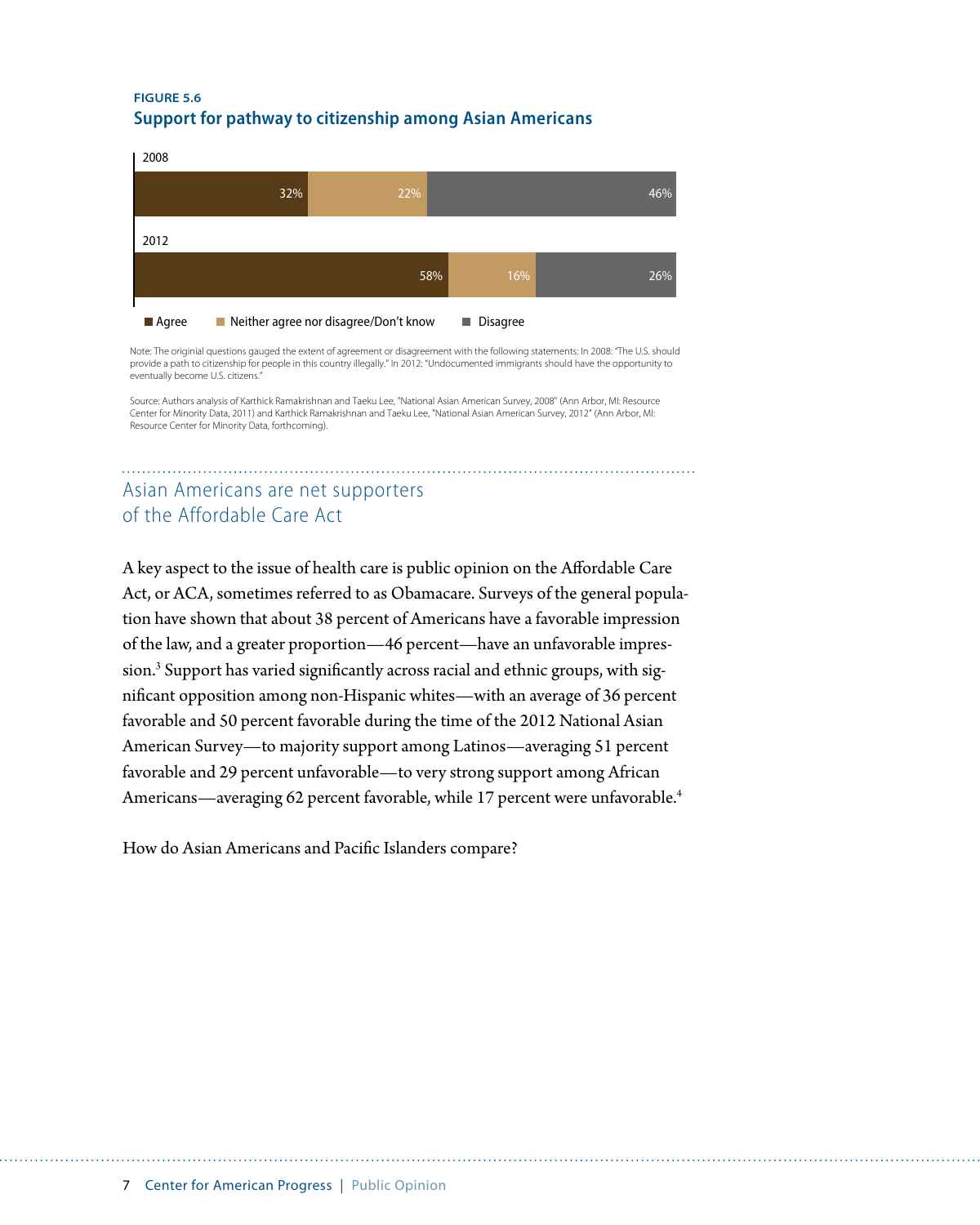**FIGURE 5.6**

**Support for pathway to citizenship among Asian Americans**

| Year | Agree | Neither agree nor disagree/Don't know | Disagree |
|---|---|---|---|
| 2008 | 32% | 22% | 46% |
| 2012 | 58% | 16% | 26% |

Note: The originial questions gauged the extent of agreement or disagreement with the following statements: In 2008: "The U.S. should provide a path to citizenship for people in this country illegally." In 2012: "Undocumented immigrants should have the opportunity to eventually become U.S. citizens."

Source: Authors analysis of Karthick Ramakrishnan and Taeku Lee, "National Asian American Survey, 2008" (Ann Arbor, MI: Resource Center for Minority Data, 2011) and Karthick Ramakrishnan and Taeku Lee, "National Asian American Survey, 2012" (Ann Arbor, MI: Resource Center for Minority Data, forthcoming).

## Asian Americans are net supporters of the Affordable Care Act

A key aspect to the issue of health care is public opinion on the Affordable Care Act, or ACA, sometimes referred to as Obamacare. Surveys of the general population have shown that about 38 percent of Americans have a favorable impression of the law, and a greater proportion—46 percent—have an unfavorable impression.[3] Support has varied significantly across racial and ethnic groups, with significant opposition among non-Hispanic whites—with an average of 36 percent favorable and 50 percent favorable during the time of the 2012 National Asian American Survey—to majority support among Latinos—averaging 51 percent favorable and 29 percent unfavorable—to very strong support among African Americans—averaging 62 percent favorable, while 17 percent were unfavorable.[4]

How do Asian Americans and Pacific Islanders compare?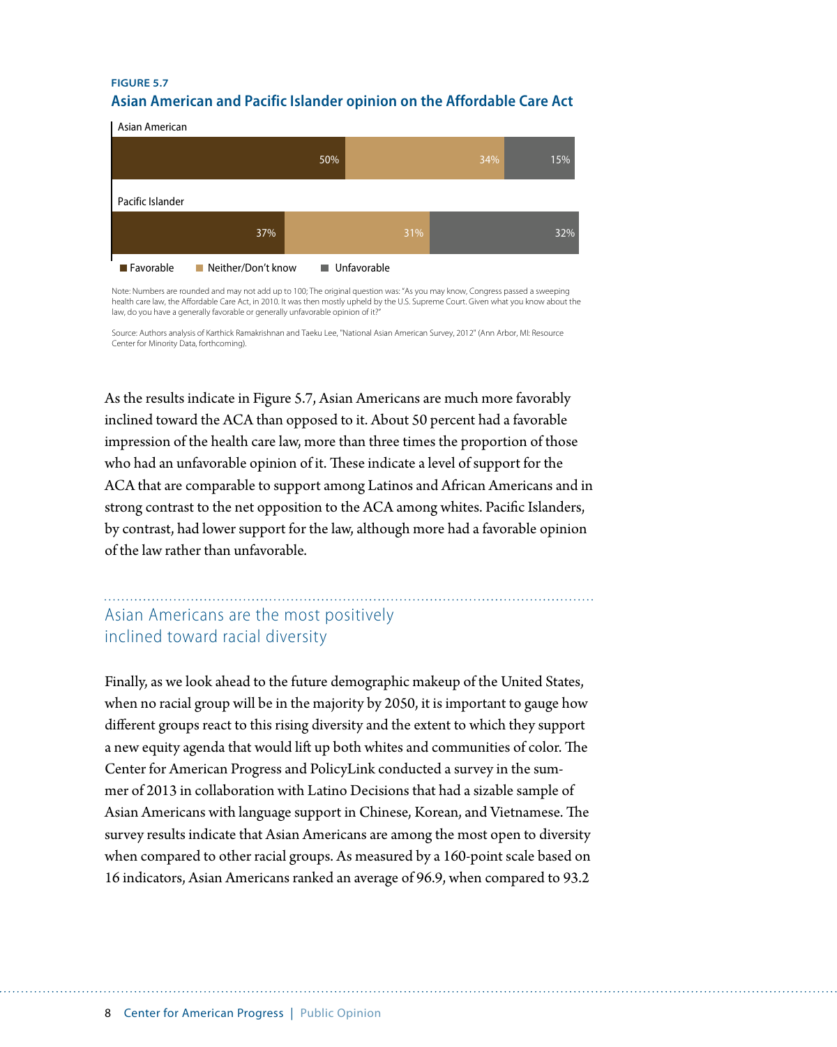**FIGURE 5.7**

**Asian American and Pacific Islander opinion on the Affordable Care Act**

| | Favorable | Neither/Don't know | Unfavorable |
|---|---|---|---|
| Asian American | 50% | 34% | 15% |
| Pacific Islander | 37% | 31% | 32% |

Note: Numbers are rounded and may not add up to 100; The original question was: "As you may know, Congress passed a sweeping health care law, the Affordable Care Act, in 2010. It was then mostly upheld by the U.S. Supreme Court. Given what you know about the law, do you have a generally favorable or generally unfavorable opinion of it?"

Source: Authors analysis of Karthick Ramakrishnan and Taeku Lee, "National Asian American Survey, 2012" (Ann Arbor, MI: Resource Center for Minority Data, forthcoming).

As the results indicate in Figure 5.7, Asian Americans are much more favorably inclined toward the ACA than opposed to it. About 50 percent had a favorable impression of the health care law, more than three times the proportion of those who had an unfavorable opinion of it. These indicate a level of support for the ACA that are comparable to support among Latinos and African Americans and in strong contrast to the net opposition to the ACA among whites. Pacific Islanders, by contrast, had lower support for the law, although more had a favorable opinion of the law rather than unfavorable.

## Asian Americans are the most positively inclined toward racial diversity

Finally, as we look ahead to the future demographic makeup of the United States, when no racial group will be in the majority by 2050, it is important to gauge how different groups react to this rising diversity and the extent to which they support a new equity agenda that would lift up both whites and communities of color. The Center for American Progress and PolicyLink conducted a survey in the summer of 2013 in collaboration with Latino Decisions that had a sizable sample of Asian Americans with language support in Chinese, Korean, and Vietnamese. The survey results indicate that Asian Americans are among the most open to diversity when compared to other racial groups. As measured by a 160-point scale based on 16 indicators, Asian Americans ranked an average of 96.9, when compared to 93.2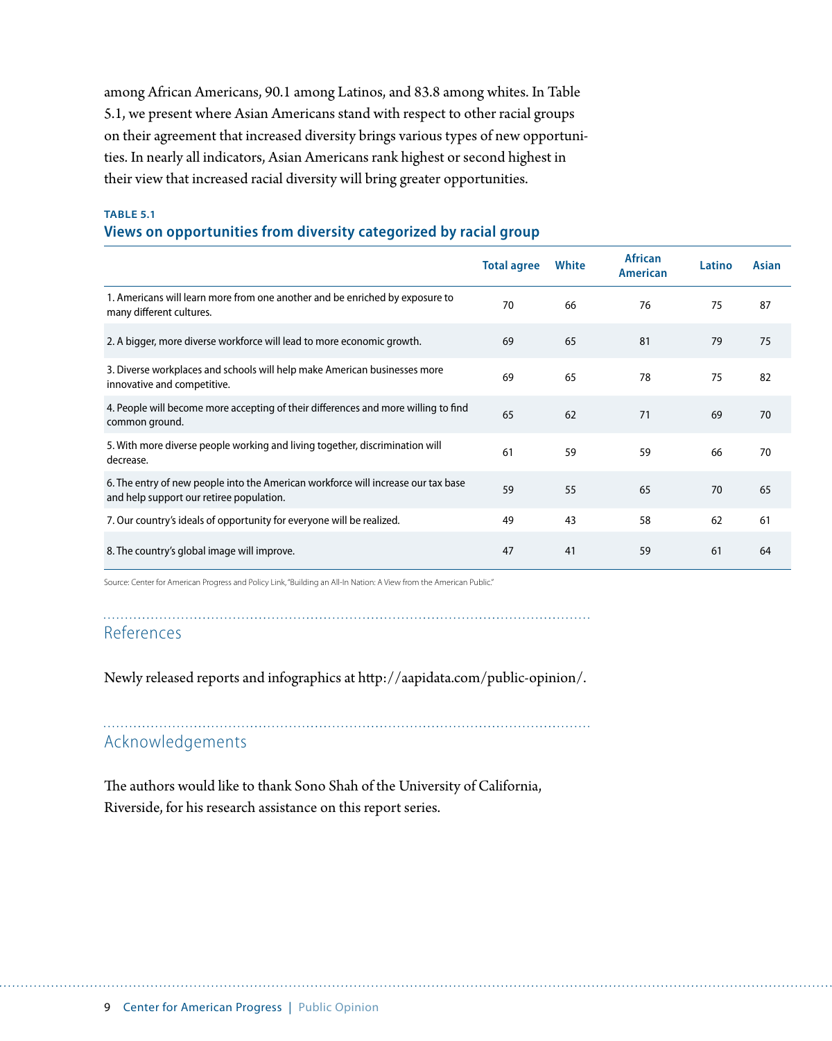among African Americans, 90.1 among Latinos, and 83.8 among whites. In Table 5.1, we present where Asian Americans stand with respect to other racial groups on their agreement that increased diversity brings various types of new opportunities. In nearly all indicators, Asian Americans rank highest or second highest in their view that increased racial diversity will bring greater opportunities.

**TABLE 5.1**

**Views on opportunities from diversity categorized by racial group**

| | Total agree | White | African American | Latino | Asian |
|---|---|---|---|---|---|
| 1. Americans will learn more from one another and be enriched by exposure to many different cultures. | 70 | 66 | 76 | 75 | 87 |
| 2. A bigger, more diverse workforce will lead to more economic growth. | 69 | 65 | 81 | 79 | 75 |
| 3. Diverse workplaces and schools will help make American businesses more innovative and competitive. | 69 | 65 | 78 | 75 | 82 |
| 4. People will become more accepting of their differences and more willing to find common ground. | 65 | 62 | 71 | 69 | 70 |
| 5. With more diverse people working and living together, discrimination will decrease. | 61 | 59 | 59 | 66 | 70 |
| 6. The entry of new people into the American workforce will increase our tax base and help support our retiree population. | 59 | 55 | 65 | 70 | 65 |
| 7. Our country's ideals of opportunity for everyone will be realized. | 49 | 43 | 58 | 62 | 61 |
| 8. The country's global image will improve. | 47 | 41 | 59 | 61 | 64 |

Source: Center for American Progress and Policy Link, "Building an All-In Nation: A View from the American Public."

## References

Newly released reports and infographics at http://aapidata.com/public-opinion/.

## Acknowledgements

The authors would like to thank Sono Shah of the University of California, Riverside, for his research assistance on this report series.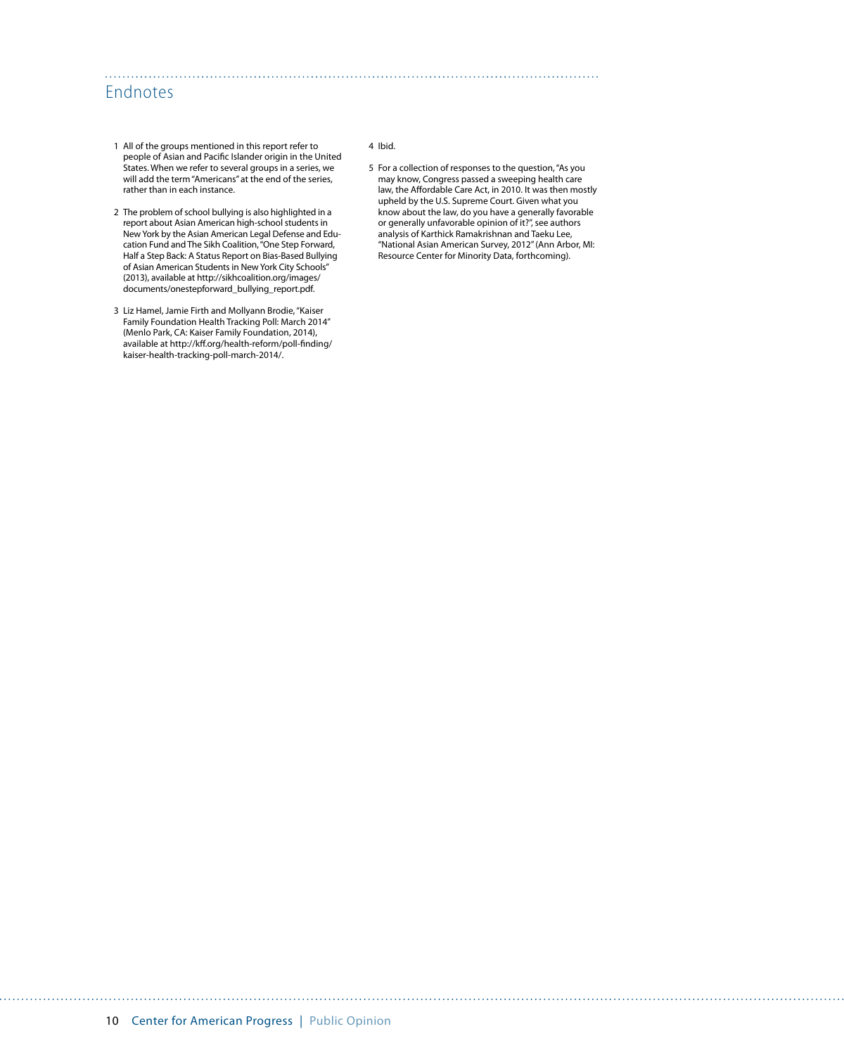## Endnotes

1 All of the groups mentioned in this report refer to people of Asian and Pacific Islander origin in the United States. When we refer to several groups in a series, we will add the term "Americans" at the end of the series, rather than in each instance.

2 The problem of school bullying is also highlighted in a report about Asian American high-school students in New York by the Asian American Legal Defense and Education Fund and The Sikh Coalition, "One Step Forward, Half a Step Back: A Status Report on Bias-Based Bullying of Asian American Students in New York City Schools" (2013), available at http://sikhcoalition.org/images/documents/onestepforward_bullying_report.pdf.

3 Liz Hamel, Jamie Firth and Mollyann Brodie, "Kaiser Family Foundation Health Tracking Poll: March 2014" (Menlo Park, CA: Kaiser Family Foundation, 2014), available at http://kff.org/health-reform/poll-finding/kaiser-health-tracking-poll-march-2014/.

4 Ibid.

5 For a collection of responses to the question, "As you may know, Congress passed a sweeping health care law, the Affordable Care Act, in 2010. It was then mostly upheld by the U.S. Supreme Court. Given what you know about the law, do you have a generally favorable or generally unfavorable opinion of it?", see authors analysis of Karthick Ramakrishnan and Taeku Lee, "National Asian American Survey, 2012" (Ann Arbor, MI: Resource Center for Minority Data, forthcoming).